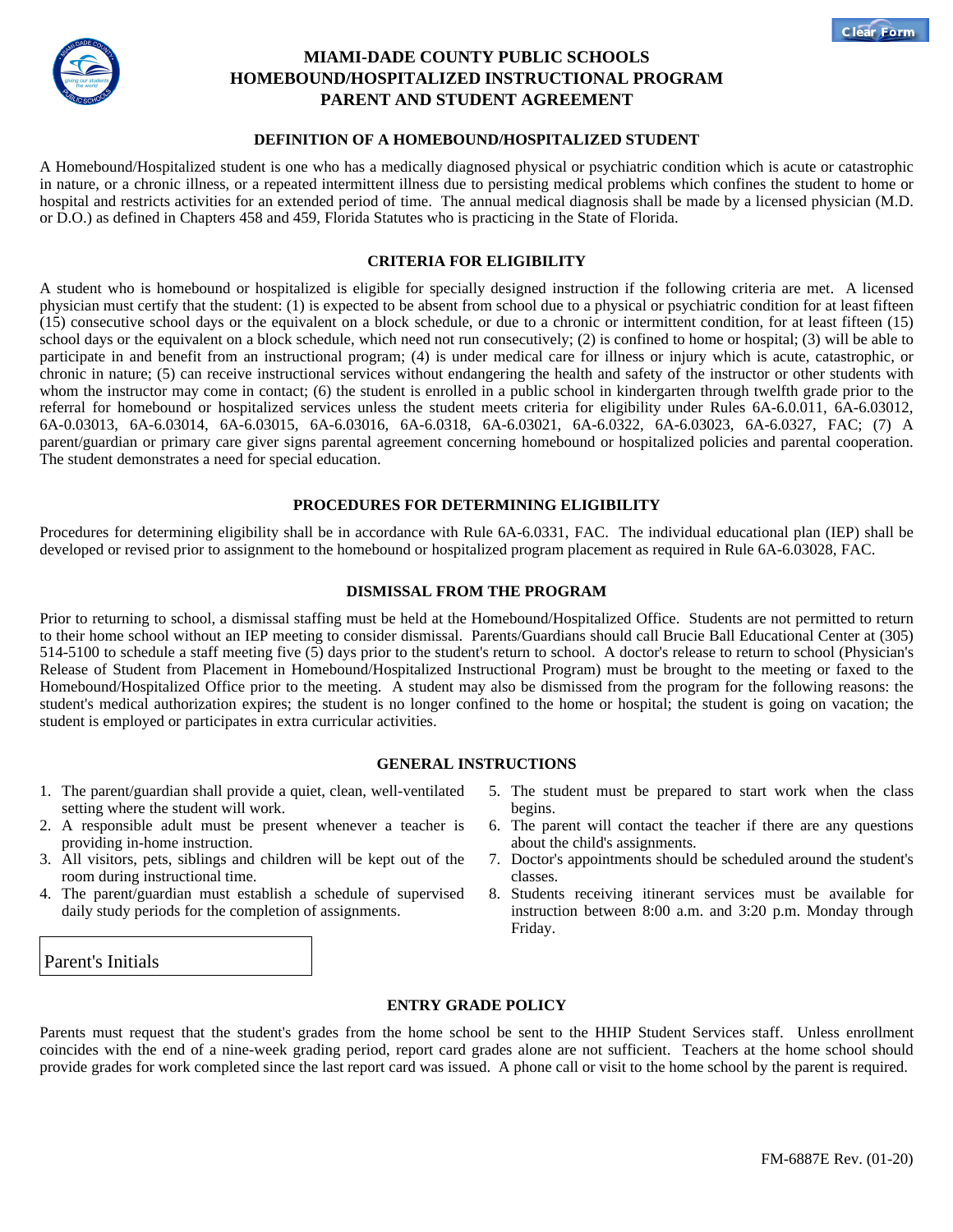# MIAMI-DADE COUNTY PUBLIC SCHOOLS
# HOMEBOUND/HOSPITALIZED INSTRUCTIONAL PROGRAM
# PARENT AND STUDENT AGREEMENT

## DEFINITION OF A HOMEBOUND/HOSPITALIZED STUDENT

A Homebound/Hospitalized student is one who has a medically diagnosed physical or psychiatric condition which is acute or catastrophic in nature, or a chronic illness, or a repeated intermittent illness due to persisting medical problems which confines the student to home or hospital and restricts activities for an extended period of time. The annual medical diagnosis shall be made by a licensed physician (M.D. or D.O.) as defined in Chapters 458 and 459, Florida Statutes who is practicing in the State of Florida.

## CRITERIA FOR ELIGIBILITY

A student who is homebound or hospitalized is eligible for specially designed instruction if the following criteria are met. A licensed physician must certify that the student: (1) is expected to be absent from school due to a physical or psychiatric condition for at least fifteen (15) consecutive school days or the equivalent on a block schedule, or due to a chronic or intermittent condition, for at least fifteen (15) school days or the equivalent on a block schedule, which need not run consecutively; (2) is confined to home or hospital; (3) will be able to participate in and benefit from an instructional program; (4) is under medical care for illness or injury which is acute, catastrophic, or chronic in nature; (5) can receive instructional services without endangering the health and safety of the instructor or other students with whom the instructor may come in contact; (6) the student is enrolled in a public school in kindergarten through twelfth grade prior to the referral for homebound or hospitalized services unless the student meets criteria for eligibility under Rules 6A-6.0.011, 6A-6.03012, 6A-0.03013, 6A-6.03014, 6A-6.03015, 6A-6.03016, 6A-6.0318, 6A-6.03021, 6A-6.0322, 6A-6.03023, 6A-6.0327, FAC; (7) A parent/guardian or primary care giver signs parental agreement concerning homebound or hospitalized policies and parental cooperation. The student demonstrates a need for special education.

## PROCEDURES FOR DETERMINING ELIGIBILITY

Procedures for determining eligibility shall be in accordance with Rule 6A-6.0331, FAC. The individual educational plan (IEP) shall be developed or revised prior to assignment to the homebound or hospitalized program placement as required in Rule 6A-6.03028, FAC.

## DISMISSAL FROM THE PROGRAM

Prior to returning to school, a dismissal staffing must be held at the Homebound/Hospitalized Office. Students are not permitted to return to their home school without an IEP meeting to consider dismissal. Parents/Guardians should call Brucie Ball Educational Center at (305) 514-5100 to schedule a staff meeting five (5) days prior to the student's return to school. A doctor's release to return to school (Physician's Release of Student from Placement in Homebound/Hospitalized Instructional Program) must be brought to the meeting or faxed to the Homebound/Hospitalized Office prior to the meeting. A student may also be dismissed from the program for the following reasons: the student's medical authorization expires; the student is no longer confined to the home or hospital; the student is going on vacation; the student is employed or participates in extra curricular activities.

## GENERAL INSTRUCTIONS

1. The parent/guardian shall provide a quiet, clean, well-ventilated setting where the student will work.
2. A responsible adult must be present whenever a teacher is providing in-home instruction.
3. All visitors, pets, siblings and children will be kept out of the room during instructional time.
4. The parent/guardian must establish a schedule of supervised daily study periods for the completion of assignments.
5. The student must be prepared to start work when the class begins.
6. The parent will contact the teacher if there are any questions about the child's assignments.
7. Doctor's appointments should be scheduled around the student's classes.
8. Students receiving itinerant services must be available for instruction between 8:00 a.m. and 3:20 p.m. Monday through Friday.

Parent's Initials

## ENTRY GRADE POLICY

Parents must request that the student's grades from the home school be sent to the HHIP Student Services staff. Unless enrollment coincides with the end of a nine-week grading period, report card grades alone are not sufficient. Teachers at the home school should provide grades for work completed since the last report card was issued. A phone call or visit to the home school by the parent is required.

FM-6887E Rev. (01-20)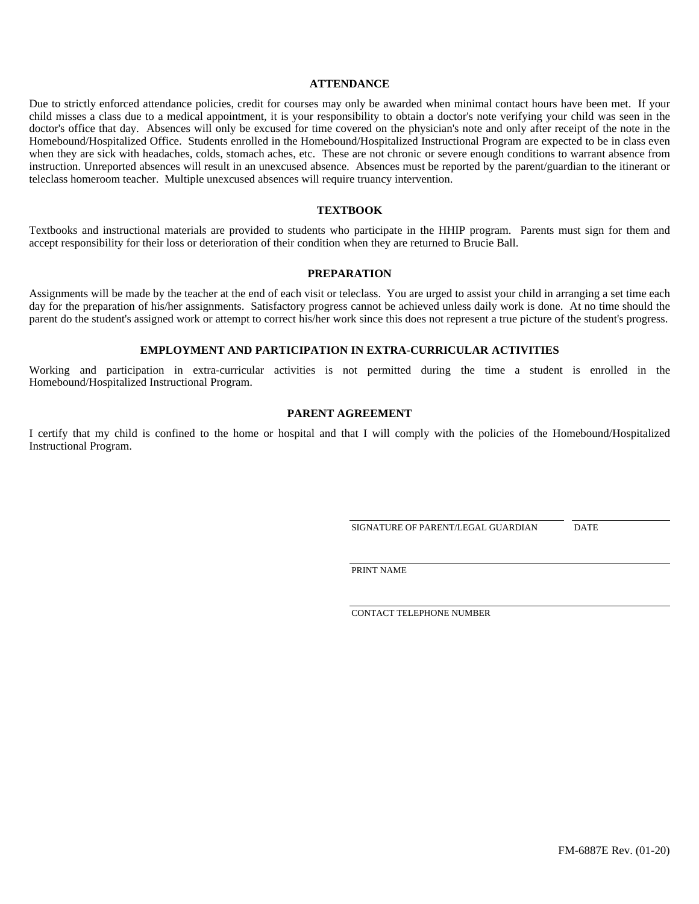## ATTENDANCE

Due to strictly enforced attendance policies, credit for courses may only be awarded when minimal contact hours have been met. If your child misses a class due to a medical appointment, it is your responsibility to obtain a doctor's note verifying your child was seen in the doctor's office that day. Absences will only be excused for time covered on the physician's note and only after receipt of the note in the Homebound/Hospitalized Office. Students enrolled in the Homebound/Hospitalized Instructional Program are expected to be in class even when they are sick with headaches, colds, stomach aches, etc. These are not chronic or severe enough conditions to warrant absence from instruction. Unreported absences will result in an unexcused absence. Absences must be reported by the parent/guardian to the itinerant or teleclass homeroom teacher. Multiple unexcused absences will require truancy intervention.

## TEXTBOOK

Textbooks and instructional materials are provided to students who participate in the HHIP program. Parents must sign for them and accept responsibility for their loss or deterioration of their condition when they are returned to Brucie Ball.

## PREPARATION

Assignments will be made by the teacher at the end of each visit or teleclass. You are urged to assist your child in arranging a set time each day for the preparation of his/her assignments. Satisfactory progress cannot be achieved unless daily work is done. At no time should the parent do the student's assigned work or attempt to correct his/her work since this does not represent a true picture of the student's progress.

## EMPLOYMENT AND PARTICIPATION IN EXTRA-CURRICULAR ACTIVITIES

Working and participation in extra-curricular activities is not permitted during the time a student is enrolled in the Homebound/Hospitalized Instructional Program.

## PARENT AGREEMENT

I certify that my child is confined to the home or hospital and that I will comply with the policies of the Homebound/Hospitalized Instructional Program.

\_\_\_\_\_\_\_\_\_\_\_\_\_\_\_\_\_\_\_\_\_\_\_\_\_\_\_\_\_\_\_\_\_\_ \_\_\_\_\_\_\_\_\_\_\_\_\_\_\_
SIGNATURE OF PARENT/LEGAL GUARDIAN DATE

\_\_\_\_\_\_\_\_\_\_\_\_\_\_\_\_\_\_\_\_\_\_\_\_\_\_\_\_\_\_\_\_\_\_\_\_\_\_\_\_\_\_\_\_\_\_\_\_\_\_
PRINT NAME

\_\_\_\_\_\_\_\_\_\_\_\_\_\_\_\_\_\_\_\_\_\_\_\_\_\_\_\_\_\_\_\_\_\_\_\_\_\_\_\_\_\_\_\_\_\_\_\_\_\_
CONTACT TELEPHONE NUMBER

FM-6887E Rev. (01-20)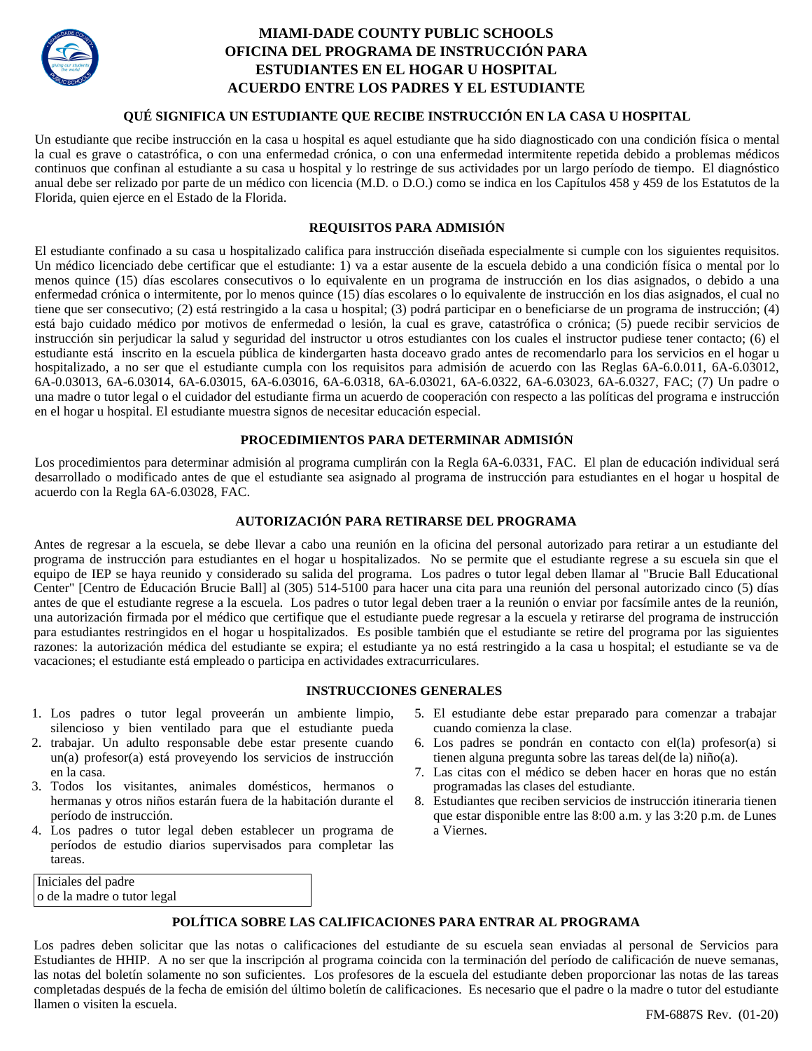# MIAMI-DADE COUNTY PUBLIC SCHOOLS
# OFICINA DEL PROGRAMA DE INSTRUCCIÓN PARA ESTUDIANTES EN EL HOGAR U HOSPITAL
# ACUERDO ENTRE LOS PADRES Y EL ESTUDIANTE

## QUÉ SIGNIFICA UN ESTUDIANTE QUE RECIBE INSTRUCCIÓN EN LA CASA U HOSPITAL

Un estudiante que recibe instrucción en la casa u hospital es aquel estudiante que ha sido diagnosticado con una condición física o mental la cual es grave o catastrófica, o con una enfermedad crónica, o con una enfermedad intermitente repetida debido a problemas médicos continuos que confinan al estudiante a su casa u hospital y lo restringe de sus actividades por un largo período de tiempo. El diagnóstico anual debe ser relizado por parte de un médico con licencia (M.D. o D.O.) como se indica en los Capítulos 458 y 459 de los Estatutos de la Florida, quien ejerce en el Estado de la Florida.

## REQUISITOS PARA ADMISIÓN

El estudiante confinado a su casa u hospitalizado califica para instrucción diseñada especialmente si cumple con los siguientes requisitos. Un médico licenciado debe certificar que el estudiante: 1) va a estar ausente de la escuela debido a una condición física o mental por lo menos quince (15) días escolares consecutivos o lo equivalente en un programa de instrucción en los dias asignados, o debido a una enfermedad crónica o intermitente, por lo menos quince (15) días escolares o lo equivalente de instrucción en los dias asignados, el cual no tiene que ser consecutivo; (2) está restringido a la casa u hospital; (3) podrá participar en o beneficiarse de un programa de instrucción; (4) está bajo cuidado médico por motivos de enfermedad o lesión, la cual es grave, catastrófica o crónica; (5) puede recibir servicios de instrucción sin perjudicar la salud y seguridad del instructor u otros estudiantes con los cuales el instructor pudiese tener contacto; (6) el estudiante está inscrito en la escuela pública de kindergarten hasta doceavo grado antes de recomendarlo para los servicios en el hogar u hospitalizado, a no ser que el estudiante cumpla con los requisitos para admisión de acuerdo con las Reglas 6A-6.0.011, 6A-6.03012, 6A-0.03013, 6A-6.03014, 6A-6.03015, 6A-6.03016, 6A-6.0318, 6A-6.03021, 6A-6.0322, 6A-6.03023, 6A-6.0327, FAC; (7) Un padre o una madre o tutor legal o el cuidador del estudiante firma un acuerdo de cooperación con respecto a las políticas del programa e instrucción en el hogar u hospital. El estudiante muestra signos de necesitar educación especial.

## PROCEDIMIENTOS PARA DETERMINAR ADMISIÓN

Los procedimientos para determinar admisión al programa cumplirán con la Regla 6A-6.0331, FAC. El plan de educación individual será desarrollado o modificado antes de que el estudiante sea asignado al programa de instrucción para estudiantes en el hogar u hospital de acuerdo con la Regla 6A-6.03028, FAC.

## AUTORIZACIÓN PARA RETIRARSE DEL PROGRAMA

Antes de regresar a la escuela, se debe llevar a cabo una reunión en la oficina del personal autorizado para retirar a un estudiante del programa de instrucción para estudiantes en el hogar u hospitalizados. No se permite que el estudiante regrese a su escuela sin que el equipo de IEP se haya reunido y considerado su salida del programa. Los padres o tutor legal deben llamar al "Brucie Ball Educational Center" [Centro de Educación Brucie Ball] al (305) 514-5100 para hacer una cita para una reunión del personal autorizado cinco (5) días antes de que el estudiante regrese a la escuela. Los padres o tutor legal deben traer a la reunión o enviar por facsímile antes de la reunión, una autorización firmada por el médico que certifique que el estudiante puede regresar a la escuela y retirarse del programa de instrucción para estudiantes restringidos en el hogar u hospitalizados. Es posible también que el estudiante se retire del programa por las siguientes razones: la autorización médica del estudiante se expira; el estudiante ya no está restringido a la casa u hospital; el estudiante se va de vacaciones; el estudiante está empleado o participa en actividades extracurriculares.

## INSTRUCCIONES GENERALES

1. Los padres o tutor legal proveerán un ambiente limpio, silencioso y bien ventilado para que el estudiante pueda
2. trabajar. Un adulto responsable debe estar presente cuando un(a) profesor(a) está proveyendo los servicios de instrucción en la casa.
3. Todos los visitantes, animales domésticos, hermanos o hermanas y otros niños estarán fuera de la habitación durante el período de instrucción.
4. Los padres o tutor legal deben establecer un programa de períodos de estudio diarios supervisados para completar las tareas.
5. El estudiante debe estar preparado para comenzar a trabajar cuando comienza la clase.
6. Los padres se pondrán en contacto con el(la) profesor(a) si tienen alguna pregunta sobre las tareas del(de la) niño(a).
7. Las citas con el médico se deben hacer en horas que no están programadas las clases del estudiante.
8. Estudiantes que reciben servicios de instrucción itineraria tienen que estar disponible entre las 8:00 a.m. y las 3:20 p.m. de Lunes a Viernes.

| Iniciales del padre o de la madre o tutor legal |
|---|

## POLÍTICA SOBRE LAS CALIFICACIONES PARA ENTRAR AL PROGRAMA

Los padres deben solicitar que las notas o calificaciones del estudiante de su escuela sean enviadas al personal de Servicios para Estudiantes de HHIP. A no ser que la inscripción al programa coincida con la terminación del período de calificación de nueve semanas, las notas del boletín solamente no son suficientes. Los profesores de la escuela del estudiante deben proporcionar las notas de las tareas completadas después de la fecha de emisión del último boletín de calificaciones. Es necesario que el padre o la madre o tutor del estudiante llamen o visiten la escuela.

FM-6887S Rev. (01-20)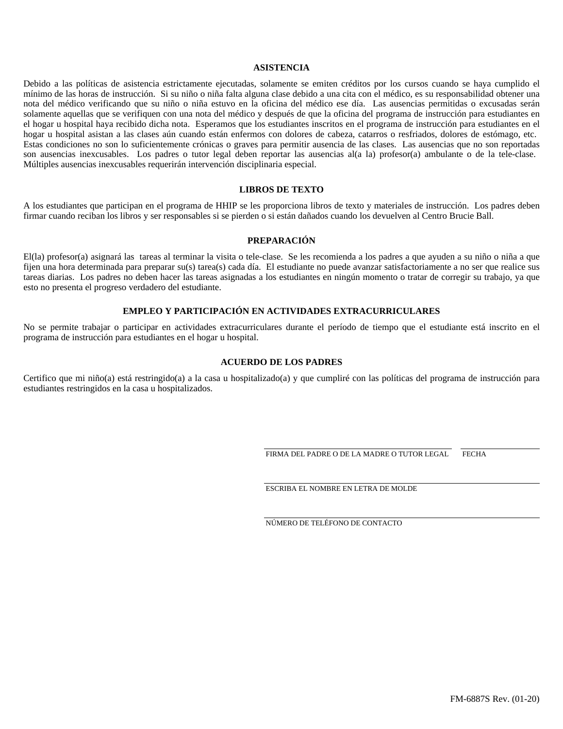## ASISTENCIA

Debido a las políticas de asistencia estrictamente ejecutadas, solamente se emiten créditos por los cursos cuando se haya cumplido el mínimo de las horas de instrucción. Si su niño o niña falta alguna clase debido a una cita con el médico, es su responsabilidad obtener una nota del médico verificando que su niño o niña estuvo en la oficina del médico ese día. Las ausencias permitidas o excusadas serán solamente aquellas que se verifiquen con una nota del médico y después de que la oficina del programa de instrucción para estudiantes en el hogar u hospital haya recibido dicha nota. Esperamos que los estudiantes inscritos en el programa de instrucción para estudiantes en el hogar u hospital asistan a las clases aún cuando están enfermos con dolores de cabeza, catarros o resfriados, dolores de estómago, etc. Estas condiciones no son lo suficientemente crónicas o graves para permitir ausencia de las clases. Las ausencias que no son reportadas son ausencias inexcusables. Los padres o tutor legal deben reportar las ausencias al(a la) profesor(a) ambulante o de la tele-clase. Múltiples ausencias inexcusables requerirán intervención disciplinaria especial.

## LIBROS DE TEXTO

A los estudiantes que participan en el programa de HHIP se les proporciona libros de texto y materiales de instrucción. Los padres deben firmar cuando reciban los libros y ser responsables si se pierden o si están dañados cuando los devuelven al Centro Brucie Ball.

## PREPARACIÓN

El(la) profesor(a) asignará las tareas al terminar la visita o tele-clase. Se les recomienda a los padres a que ayuden a su niño o niña a que fijen una hora determinada para preparar su(s) tarea(s) cada día. El estudiante no puede avanzar satisfactoriamente a no ser que realice sus tareas diarias. Los padres no deben hacer las tareas asignadas a los estudiantes en ningún momento o tratar de corregir su trabajo, ya que esto no presenta el progreso verdadero del estudiante.

## EMPLEO Y PARTICIPACIÓN EN ACTIVIDADES EXTRACURRICULARES

No se permite trabajar o participar en actividades extracurriculares durante el período de tiempo que el estudiante está inscrito en el programa de instrucción para estudiantes en el hogar u hospital.

## ACUERDO DE LOS PADRES

Certifico que mi niño(a) está restringido(a) a la casa u hospitalizado(a) y que cumpliré con las políticas del programa de instrucción para estudiantes restringidos en la casa u hospitalizados.

\_\_\_\_\_\_\_\_\_\_\_\_\_\_\_\_\_\_\_\_\_\_\_\_\_\_\_\_\_\_\_\_\_\_\_\_\_\_\_\_ \_\_\_\_\_\_\_\_\_\_\_\_\_\_\_\_
FIRMA DEL PADRE O DE LA MADRE O TUTOR LEGAL FECHA

\_\_\_\_\_\_\_\_\_\_\_\_\_\_\_\_\_\_\_\_\_\_\_\_\_\_\_\_\_\_\_\_\_\_\_\_\_\_\_\_\_\_\_\_\_\_\_\_\_\_\_\_\_\_\_\_
ESCRIBA EL NOMBRE EN LETRA DE MOLDE

\_\_\_\_\_\_\_\_\_\_\_\_\_\_\_\_\_\_\_\_\_\_\_\_\_\_\_\_\_\_\_\_\_\_\_\_\_\_\_\_\_\_\_\_\_\_\_\_\_\_\_\_\_\_\_\_
NÚMERO DE TELÉFONO DE CONTACTO

FM-6887S Rev. (01-20)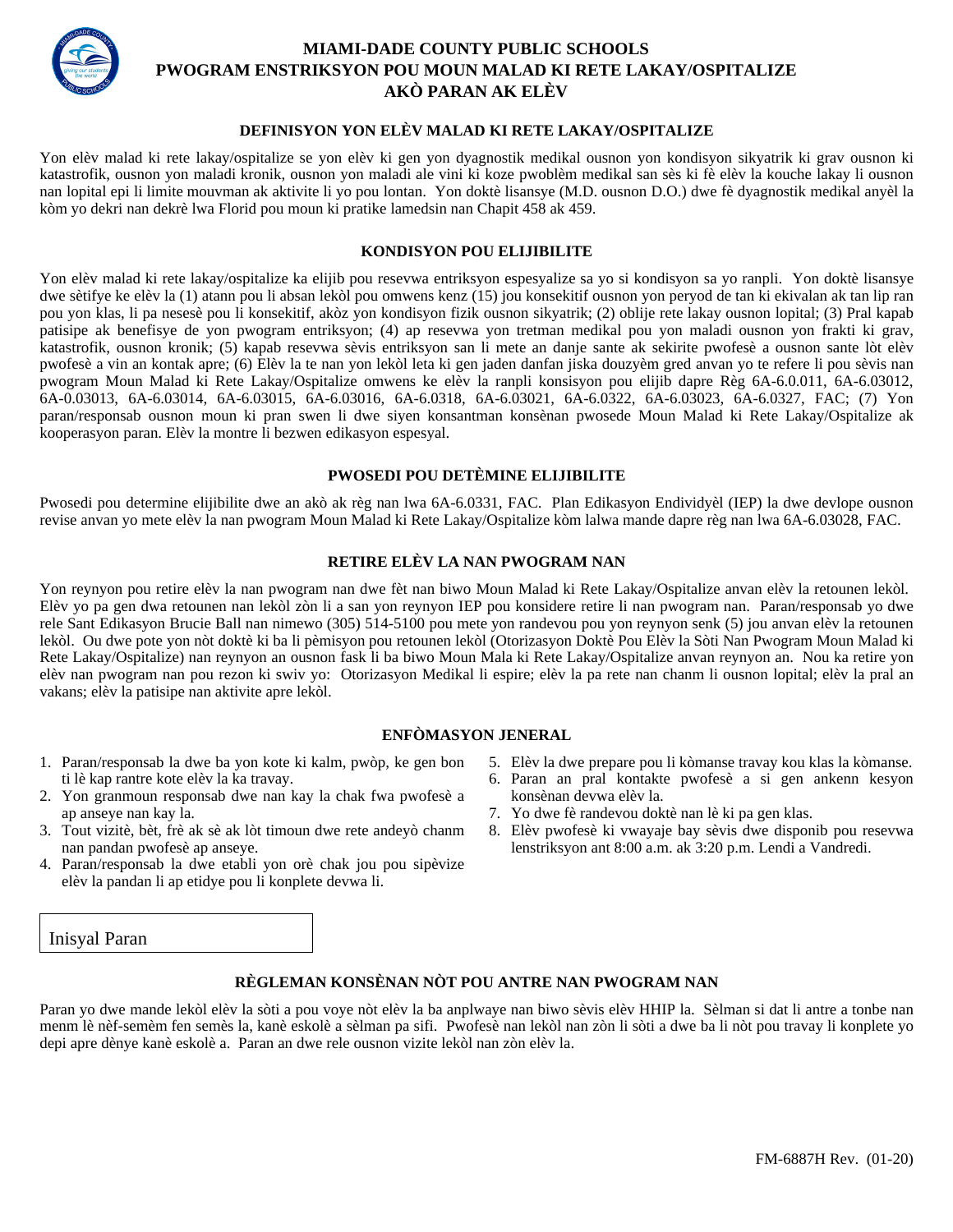# MIAMI-DADE COUNTY PUBLIC SCHOOLS
# PWOGRAM ENSTRIKSYON POU MOUN MALAD KI RETE LAKAY/OSPITALIZE
# AKÒ PARAN AK ELÈV

## DEFINISYON YON ELÈV MALAD KI RETE LAKAY/OSPITALIZE

Yon elèv malad ki rete lakay/ospitalize se yon elèv ki gen yon dyagnostik medikal ousnon yon kondisyon sikyatrik ki grav ousnon ki katastrofik, ousnon yon maladi kronik, ousnon yon maladi ale vini ki koze pwoblèm medikal san sès ki fè elèv la kouche lakay li ousnon nan lopital epi li limite mouvman ak aktivite li yo pou lontan. Yon doktè lisansye (M.D. ousnon D.O.) dwe fè dyagnostik medikal anyèl la kòm yo dekri nan dekrè lwa Florid pou moun ki pratike lamedsin nan Chapit 458 ak 459.

## KONDISYON POU ELIJIBILITE

Yon elèv malad ki rete lakay/ospitalize ka elijib pou resevwa entriksyon espesyalize sa yo si kondisyon sa yo ranpli. Yon doktè lisansye dwe sètifye ke elèv la (1) atann pou li absan lekòl pou omwens kenz (15) jou konsekitif ousnon yon peryod de tan ki ekivalan ak tan lip ran pou yon klas, li pa nesesè pou li konsekitif, akòz yon kondisyon fizik ousnon sikyatrik; (2) oblije rete lakay ousnon lopital; (3) Pral kapab patisipe ak benefisye de yon pwogram entriksyon; (4) ap resevwa yon tretman medikal pou yon maladi ousnon yon frakti ki grav, katastrofik, ousnon kronik; (5) kapab resevwa sèvis entriksyon san li mete an danje sante ak sekirite pwofesè a ousnon sante lòt elèv pwofesè a vin an kontak apre; (6) Elèv la te nan yon lekòl leta ki gen jaden danfan jiska douzyèm gred anvan yo te refere li pou sèvis nan pwogram Moun Malad ki Rete Lakay/Ospitalize omwens ke elèv la ranpli konsisyon pou elijib dapre Règ 6A-6.0.011, 6A-6.03012, 6A-0.03013, 6A-6.03014, 6A-6.03015, 6A-6.03016, 6A-6.0318, 6A-6.03021, 6A-6.0322, 6A-6.03023, 6A-6.0327, FAC; (7) Yon paran/responsab ousnon moun ki pran swen li dwe siyen konsantman konsènan pwosede Moun Malad ki Rete Lakay/Ospitalize ak kooperasyon paran. Elèv la montre li bezwen edikasyon espesyal.

## PWOSEDI POU DETÈMINE ELIJIBILITE

Pwosedi pou determine elijibilite dwe an akò ak règ nan lwa 6A-6.0331, FAC. Plan Edikasyon Endividyèl (IEP) la dwe devlope ousnon revise anvan yo mete elèv la nan pwogram Moun Malad ki Rete Lakay/Ospitalize kòm lalwa mande dapre règ nan lwa 6A-6.03028, FAC.

## RETIRE ELÈV LA NAN PWOGRAM NAN

Yon reynyon pou retire elèv la nan pwogram nan dwe fèt nan biwo Moun Malad ki Rete Lakay/Ospitalize anvan elèv la retounen lekòl. Elèv yo pa gen dwa retounen nan lekòl zòn li a san yon reynyon IEP pou konsidere retire li nan pwogram nan. Paran/responsab yo dwe rele Sant Edikasyon Brucie Ball nan nimewo (305) 514-5100 pou mete yon randevou pou yon reynyon senk (5) jou anvan elèv la retounen lekòl. Ou dwe pote yon nòt doktè ki ba li pèmisyon pou retounen lekòl (Otorizasyon Doktè Pou Elèv la Sòti Nan Pwogram Moun Malad ki Rete Lakay/Ospitalize) nan reynyon an ousnon fask li ba biwo Moun Mala ki Rete Lakay/Ospitalize anvan reynyon an. Nou ka retire yon elèv nan pwogram nan pou rezon ki swiv yo: Otorizasyon Medikal li espire; elèv la pa rete nan chanm li ousnon lopital; elèv la pral an vakans; elèv la patisipe nan aktivite apre lekòl.

## ENFÒMASYON JENERAL

1. Paran/responsab la dwe ba yon kote ki kalm, pwòp, ke gen bon ti lè kap rantre kote elèv la ka travay.
2. Yon granmoun responsab dwe nan kay la chak fwa pwofesè a ap anseye nan kay la.
3. Tout vizitè, bèt, frè ak sè ak lòt timoun dwe rete andeyò chanm nan pandan pwofesè ap anseye.
4. Paran/responsab la dwe etabli yon orè chak jou pou sipèvize elèv la pandan li ap etidye pou li konplete devwa li.
5. Elèv la dwe prepare pou li kòmanse travay kou klas la kòmanse.
6. Paran an pral kontakte pwofesè a si gen ankenn kesyon konsènan devwa elèv la.
7. Yo dwe fè randevou doktè nan lè ki pa gen klas.
8. Elèv pwofesè ki vwayaje bay sèvis dwe disponib pou resevwa lenstriksyon ant 8:00 a.m. ak 3:20 p.m. Lendi a Vandredi.

Inisyal Paran

## RÈGLEMAN KONSÈNAN NÒT POU ANTRE NAN PWOGRAM NAN

Paran yo dwe mande lekòl elèv la sòti a pou voye nòt elèv la ba anplwaye nan biwo sèvis elèv HHIP la. Sèlman si dat li antre a tonbe nan menm lè nèf-semèm fen semès la, kanè eskolè a sèlman pa sifi. Pwofesè nan lekòl nan zòn li sòti a dwe ba li nòt pou travay li konplete yo depi apre dènye kanè eskolè a. Paran an dwe rele ousnon vizite lekòl nan zòn elèv la.

FM-6887H Rev. (01-20)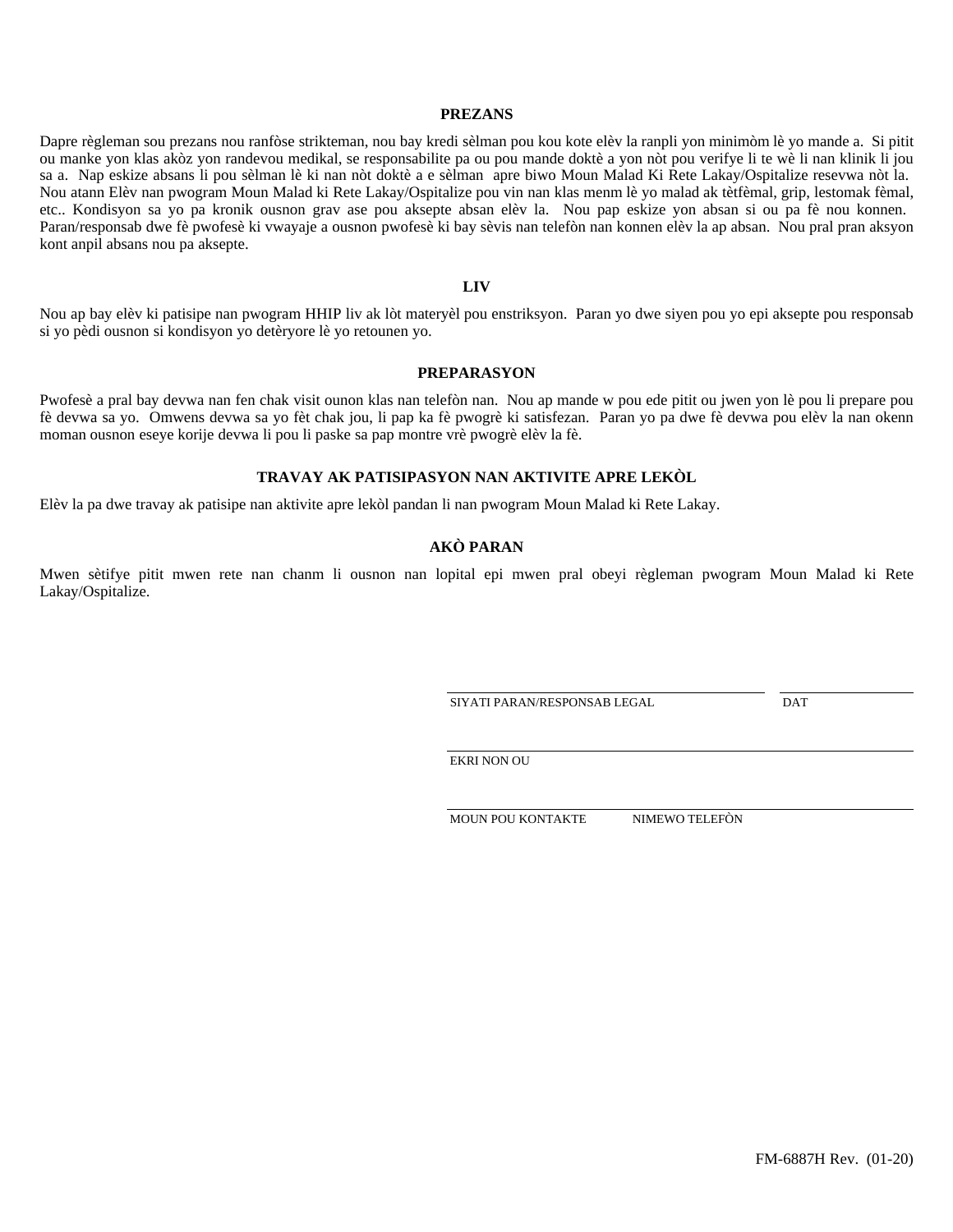## PREZANS

Dapre règleman sou prezans nou ranfòse strikteman, nou bay kredi sèlman pou kou kote elèv la ranpli yon minimòm lè yo mande a. Si pitit ou manke yon klas akòz yon randevou medikal, se responsabilite pa ou pou mande doktè a yon nòt pou verifye li te wè li nan klinik li jou sa a. Nap eskize absans li pou sèlman lè ki nan nòt doktè a e sèlman apre biwo Moun Malad Ki Rete Lakay/Ospitalize resevwa nòt la. Nou atann Elèv nan pwogram Moun Malad ki Rete Lakay/Ospitalize pou vin nan klas menm lè yo malad ak tètfèmal, grip, lestomak fèmal, etc.. Kondisyon sa yo pa kronik ousnon grav ase pou aksepte absan elèv la. Nou pap eskize yon absan si ou pa fè nou konnen. Paran/responsab dwe fè pwofesè ki vwayaje a ousnon pwofesè ki bay sèvis nan telefòn nan konnen elèv la ap absan. Nou pral pran aksyon kont anpil absans nou pa aksepte.

## LIV

Nou ap bay elèv ki patisipe nan pwogram HHIP liv ak lòt materyèl pou enstriksyon. Paran yo dwe siyen pou yo epi aksepte pou responsab si yo pèdi ousnon si kondisyon yo detèryore lè yo retounen yo.

## PREPARASYON

Pwofesè a pral bay devwa nan fen chak visit ounon klas nan telefòn nan. Nou ap mande w pou ede pitit ou jwen yon lè pou li prepare pou fè devwa sa yo. Omwens devwa sa yo fèt chak jou, li pap ka fè pwogrè ki satisfezan. Paran yo pa dwe fè devwa pou elèv la nan okenn moman ousnon eseye korije devwa li pou li paske sa pap montre vrè pwogrè elèv la fè.

## TRAVAY AK PATISIPASYON NAN AKTIVITE APRE LEKÒL

Elèv la pa dwe travay ak patisipe nan aktivite apre lekòl pandan li nan pwogram Moun Malad ki Rete Lakay.

## AKÒ PARAN

Mwen sètifye pitit mwen rete nan chanm li ousnon nan lopital epi mwen pral obeyi règleman pwogram Moun Malad ki Rete Lakay/Ospitalize.

SIYATI PARAN/RESPONSAB LEGAL ____________________ DAT ____________

EKRI NON OU ____________________

MOUN POU KONTAKTE ____________ NIMEWO TELEFÒN ____________

FM-6887H Rev. (01-20)